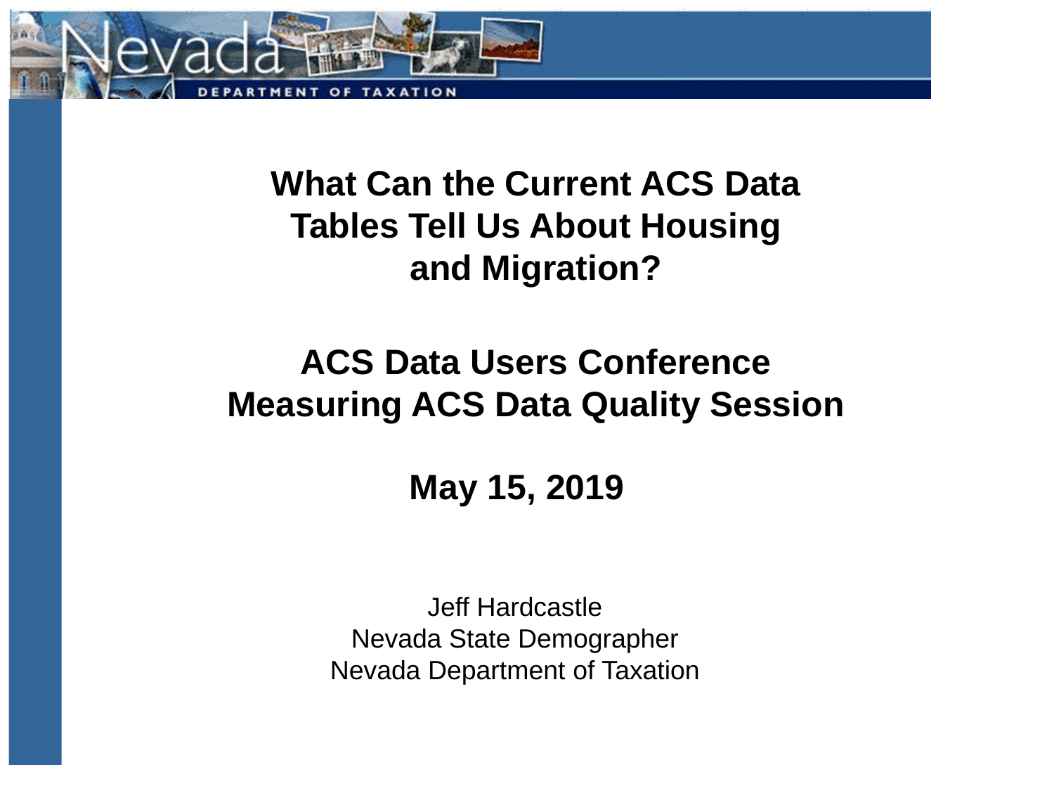# What Can the Current ACS Data Tables Tell Us About Housing and Migration?

## ACS Data Users Conference
## Measuring ACS Data Quality Session

## May 15, 2019

Jeff Hardcastle
Nevada State Demographer
Nevada Department of Taxation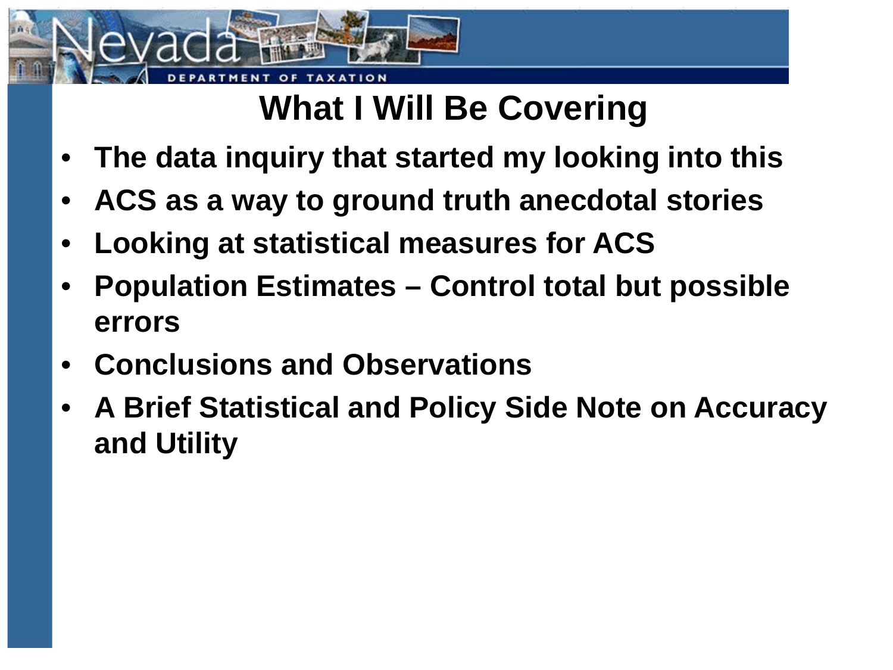# What I Will Be Covering

- **The data inquiry that started my looking into this**
- **ACS as a way to ground truth anecdotal stories**
- **Looking at statistical measures for ACS**
- **Population Estimates – Control total but possible errors**
- **Conclusions and Observations**
- **A Brief Statistical and Policy Side Note on Accuracy and Utility**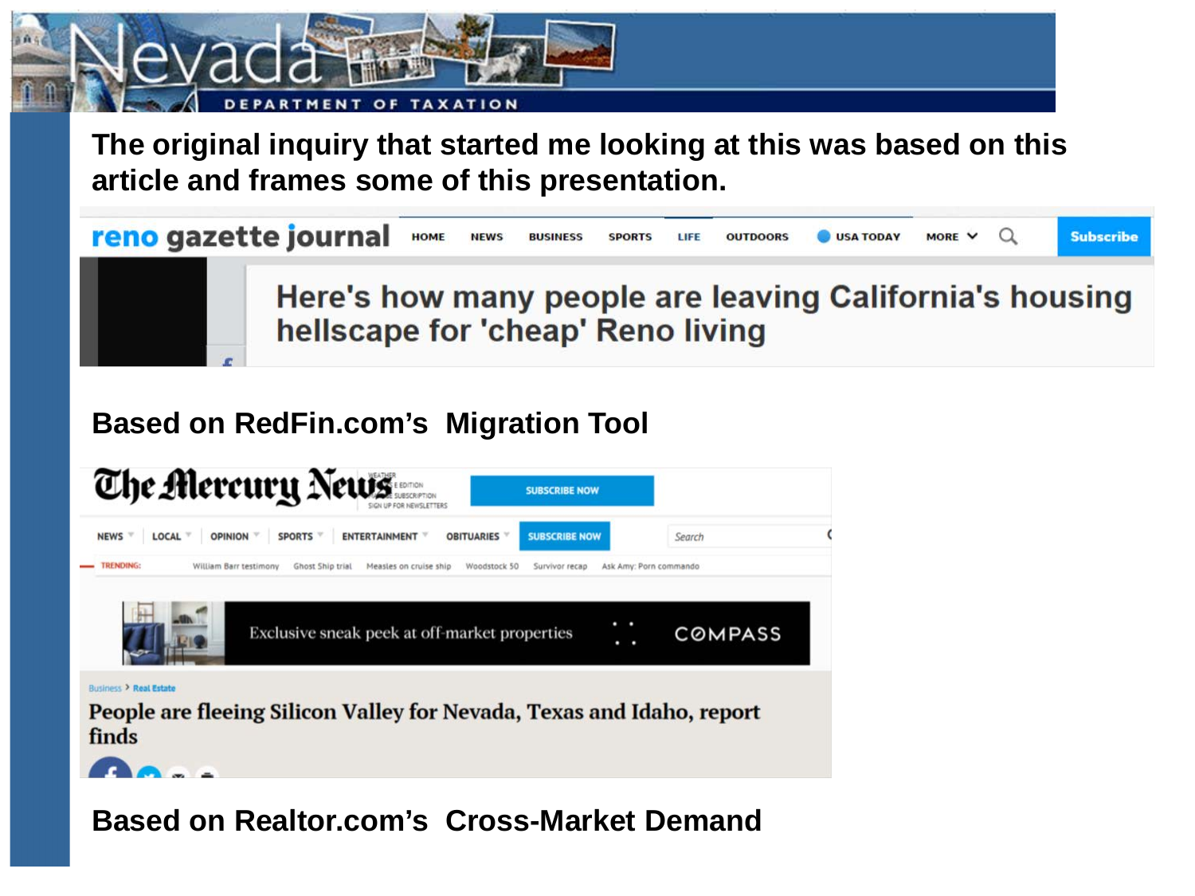The original inquiry that started me looking at this was based on this article and frames some of this presentation.

reno gazette journal

Here's how many people are leaving California's housing hellscape for 'cheap' Reno living

**Based on RedFin.com's Migration Tool**

The Mercury News

People are fleeing Silicon Valley for Nevada, Texas and Idaho, report finds

**Based on Realtor.com's Cross-Market Demand**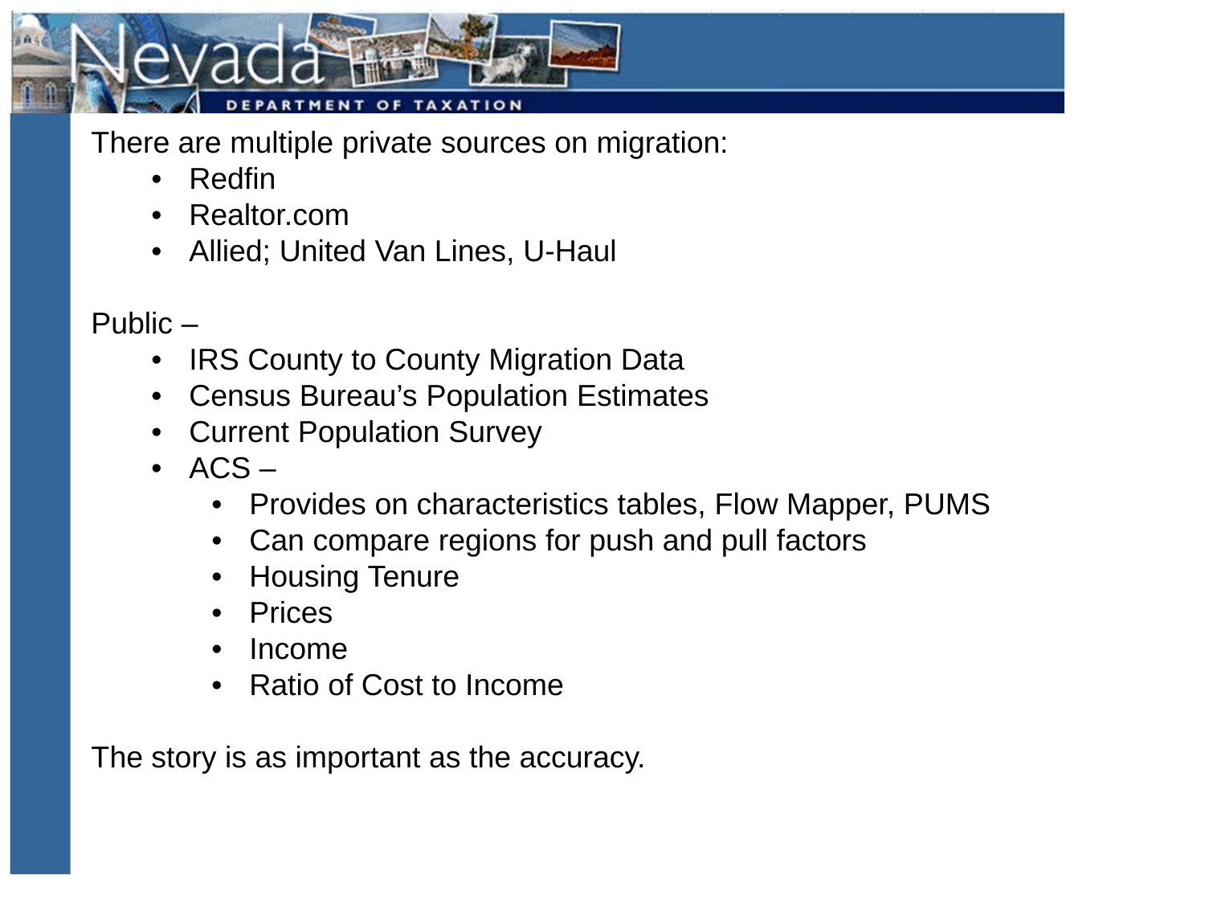There are multiple private sources on migration:

- Redfin
- Realtor.com
- Allied; United Van Lines, U-Haul

Public –

- IRS County to County Migration Data
- Census Bureau's Population Estimates
- Current Population Survey
- ACS –
  - Provides on characteristics tables, Flow Mapper, PUMS
  - Can compare regions for push and pull factors
  - Housing Tenure
  - Prices
  - Income
  - Ratio of Cost to Income

The story is as important as the accuracy.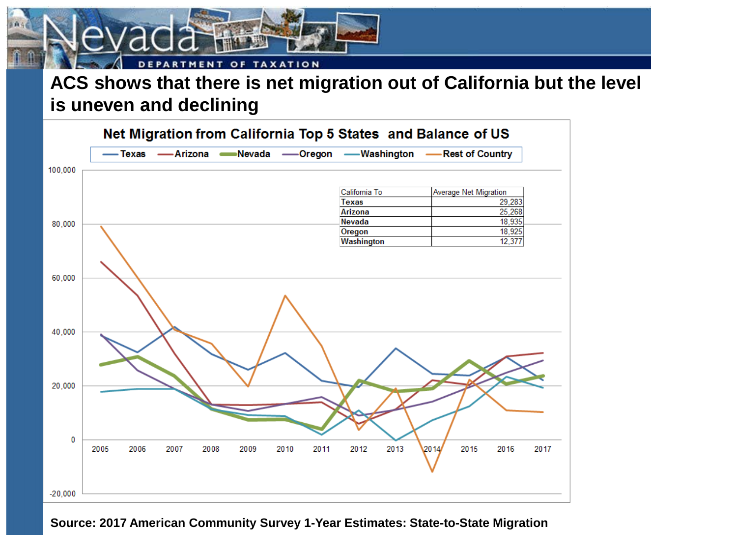## ACS shows that there is net migration out of California but the level is uneven and declining

### Net Migration from California Top 5 States and Balance of US

Legend: Texas, Arizona, Nevada, Oregon, Washington, Rest of Country

| California To | Average Net Migration |
|---|---|
| Texas | 29,283 |
| Arizona | 25,268 |
| Nevada | 18,935 |
| Oregon | 18,925 |
| Washington | 12,377 |

Y-axis: -20,000 to 100,000. X-axis: 2005–2017.

**Source: 2017 American Community Survey 1-Year Estimates: State-to-State Migration**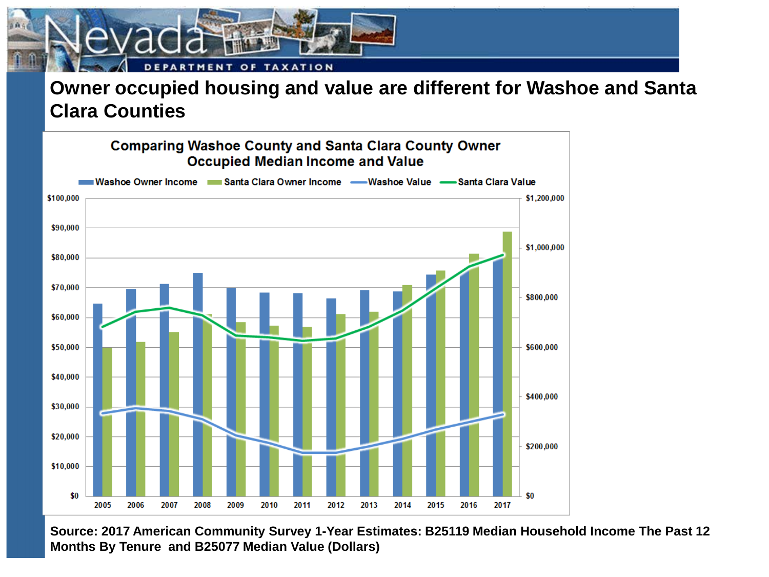# Owner occupied housing and value are different for Washoe and Santa Clara Counties

**Comparing Washoe County and Santa Clara County Owner Occupied Median Income and Value**

Washoe Owner Income | Santa Clara Owner Income | Washoe Value | Santa Clara Value

**Source: 2017 American Community Survey 1-Year Estimates: B25119 Median Household Income The Past 12 Months By Tenure and B25077 Median Value (Dollars)**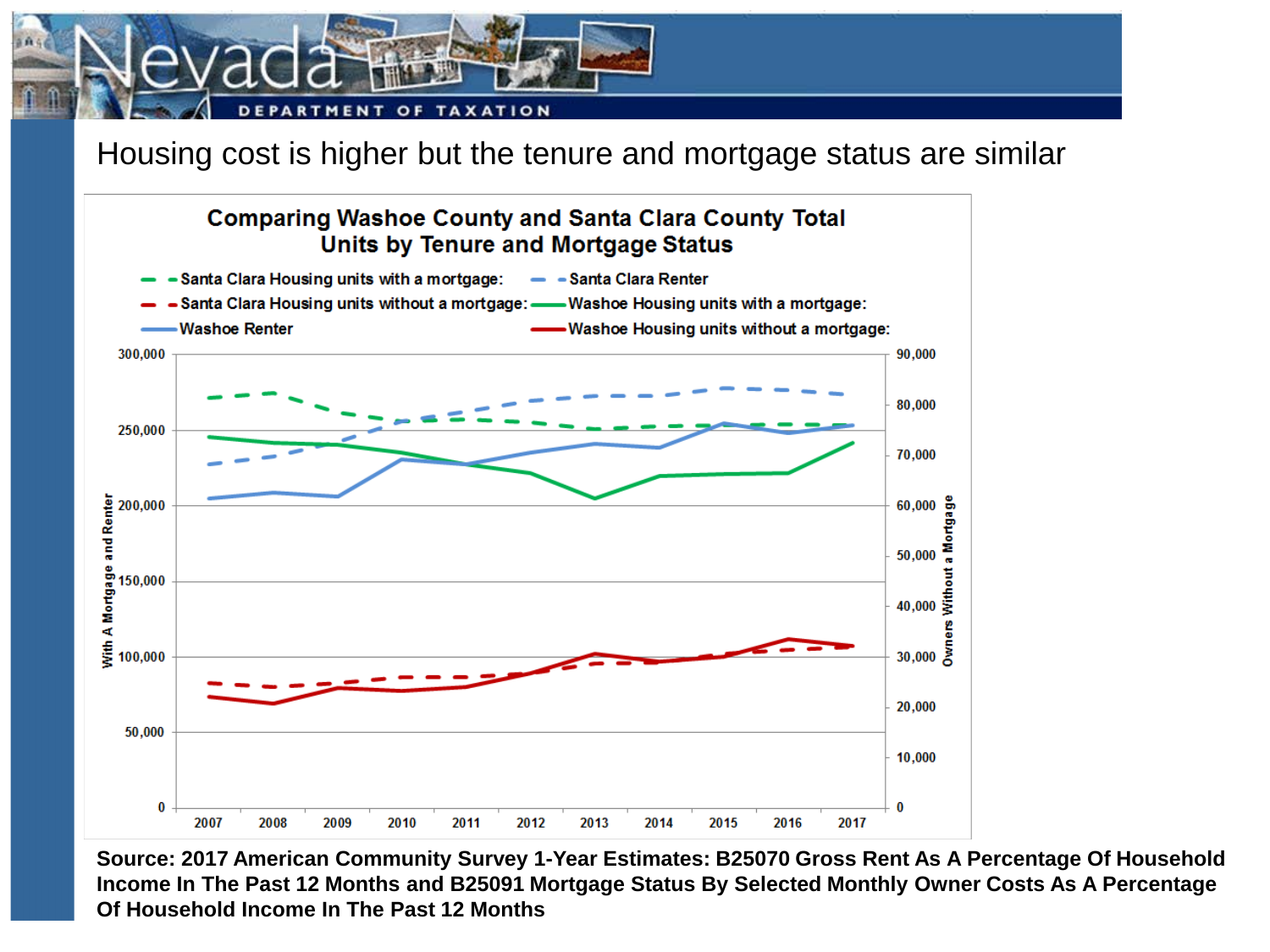# Housing cost is higher but the tenure and mortgage status are similar

**Comparing Washoe County and Santa Clara County Total Units by Tenure and Mortgage Status**

- Santa Clara Housing units with a mortgage:
- Santa Clara Renter
- Santa Clara Housing units without a mortgage:
- Washoe Housing units with a mortgage:
- Washoe Renter
- Washoe Housing units without a mortgage:

Left axis: With A Mortgage and Renter (0 – 300,000)
Right axis: Owners Without a Mortgage (0 – 90,000)
Years: 2007, 2008, 2009, 2010, 2011, 2012, 2013, 2014, 2015, 2016, 2017

**Source: 2017 American Community Survey 1-Year Estimates: B25070 Gross Rent As A Percentage Of Household Income In The Past 12 Months and B25091 Mortgage Status By Selected Monthly Owner Costs As A Percentage Of Household Income In The Past 12 Months**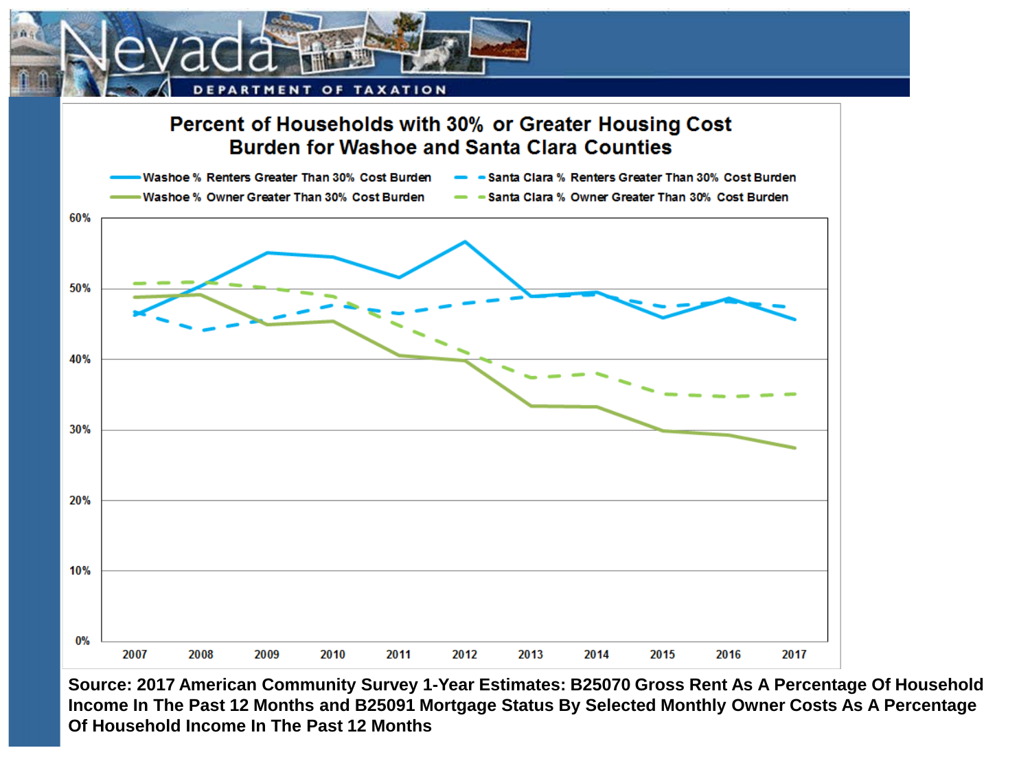# Percent of Households with 30% or Greater Housing Cost Burden for Washoe and Santa Clara Counties

- Washoe % Renters Greater Than 30% Cost Burden
- Santa Clara % Renters Greater Than 30% Cost Burden
- Washoe % Owner Greater Than 30% Cost Burden
- Santa Clara % Owner Greater Than 30% Cost Burden

**Source: 2017 American Community Survey 1-Year Estimates: B25070 Gross Rent As A Percentage Of Household Income In The Past 12 Months and B25091 Mortgage Status By Selected Monthly Owner Costs As A Percentage Of Household Income In The Past 12 Months**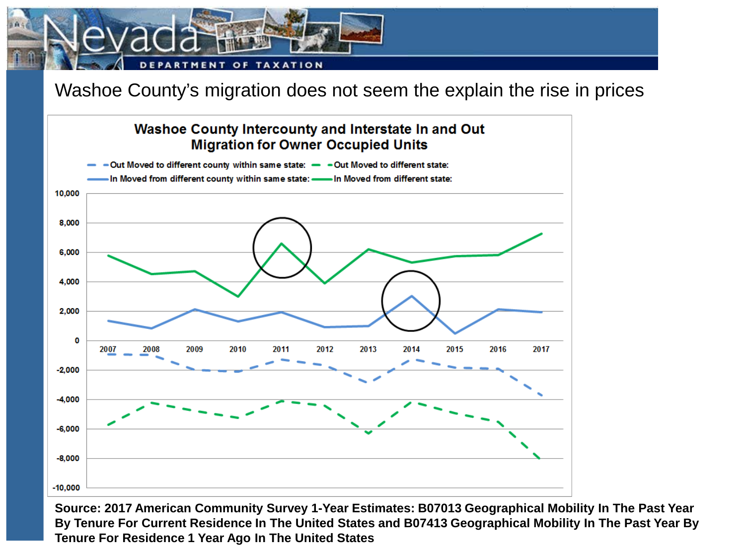# Washoe County's migration does not seem the explain the rise in prices

**Washoe County Intercounty and Interstate In and Out Migration for Owner Occupied Units**

- Out Moved to different county within same state:
- Out Moved to different state:
- In Moved from different county within same state:
- In Moved from different state:

**Source: 2017 American Community Survey 1-Year Estimates: B07013 Geographical Mobility In The Past Year By Tenure For Current Residence In The United States and B07413 Geographical Mobility In The Past Year By Tenure For Residence 1 Year Ago In The United States**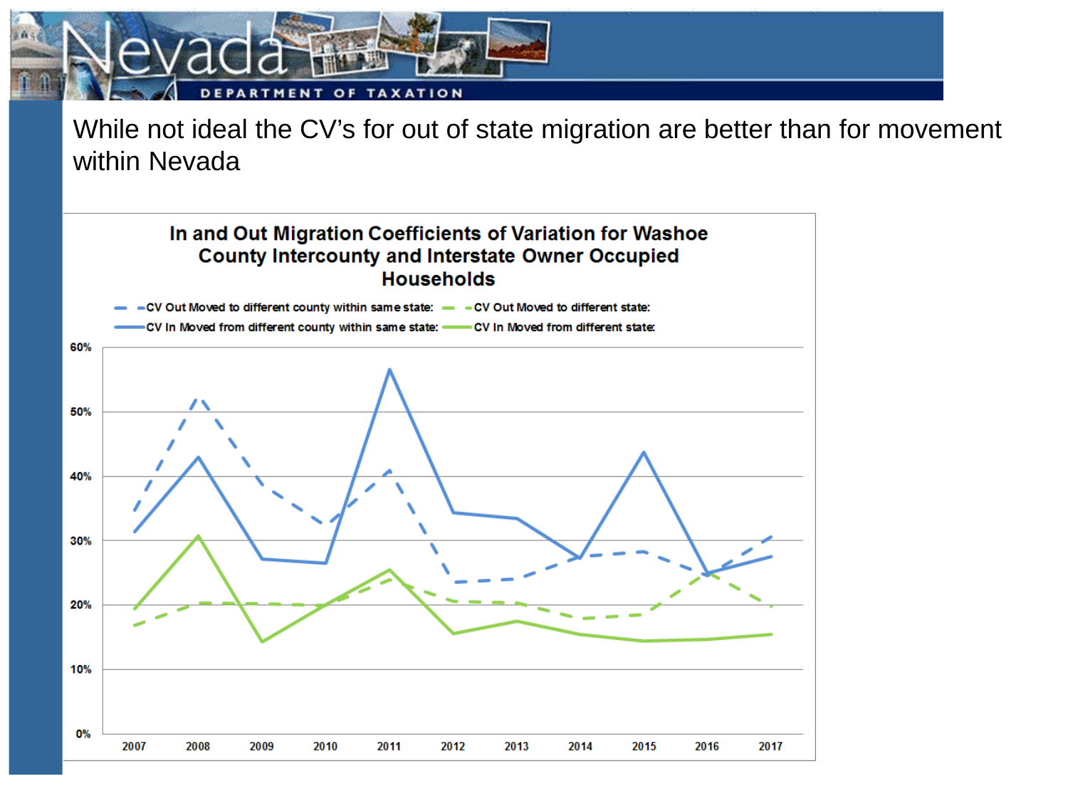While not ideal the CV's for out of state migration are better than for movement within Nevada

**In and Out Migration Coefficients of Variation for Washoe County Intercounty and Interstate Owner Occupied Households**

- CV Out Moved to different county within same state:
- CV Out Moved to different state:
- CV In Moved from different county within same state:
- CV In Moved from different state:

60%
50%
40%
30%
20%
10%
0%

2007 2008 2009 2010 2011 2012 2013 2014 2015 2016 2017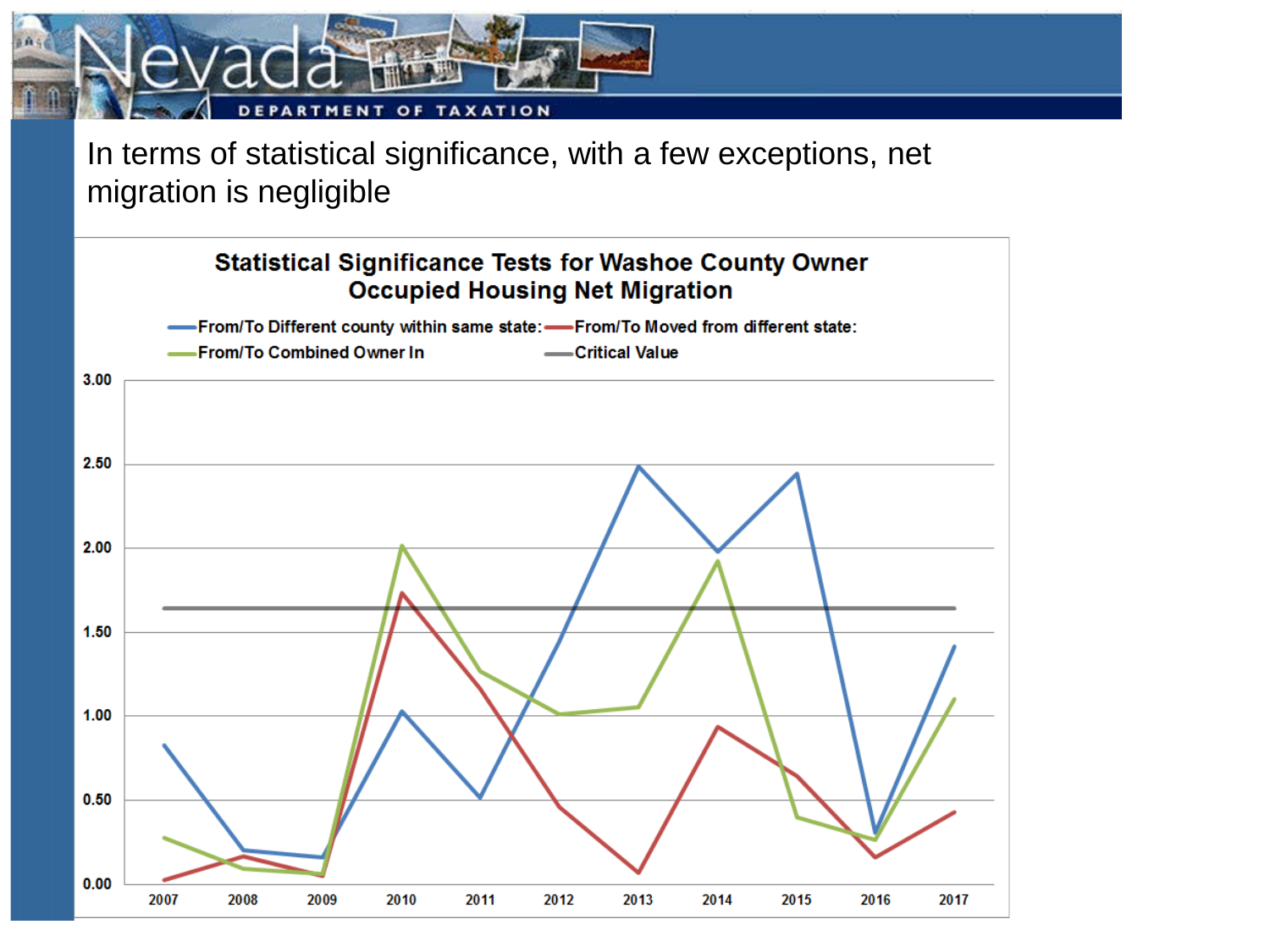In terms of statistical significance, with a few exceptions, net migration is negligible

**Statistical Significance Tests for Washoe County Owner Occupied Housing Net Migration**

- From/To Different county within same state:
- From/To Moved from different state:
- From/To Combined Owner In
- Critical Value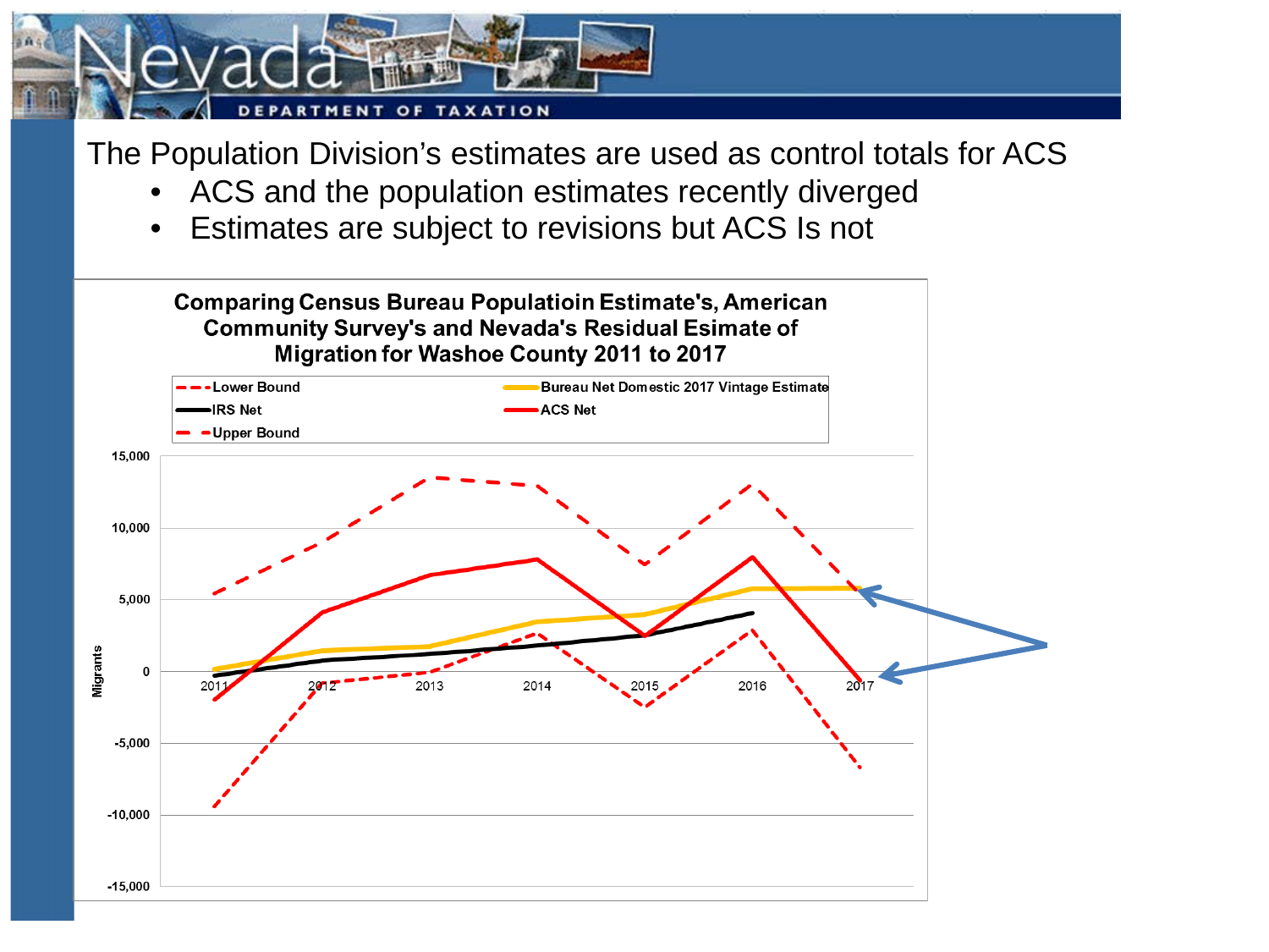The Population Division's estimates are used as control totals for ACS

- ACS and the population estimates recently diverged
- Estimates are subject to revisions but ACS Is not

**Comparing Census Bureau Populatioin Estimate's, American Community Survey's and Nevada's Residual Esimate of Migration for Washoe County 2011 to 2017**

Lower Bound | Bureau Net Domestic 2017 Vintage Estimate | IRS Net | ACS Net | Upper Bound

Migrants: 15,000 | 10,000 | 5,000 | 0 | -5,000 | -10,000 | -15,000

2011 | 2012 | 2013 | 2014 | 2015 | 2016 | 2017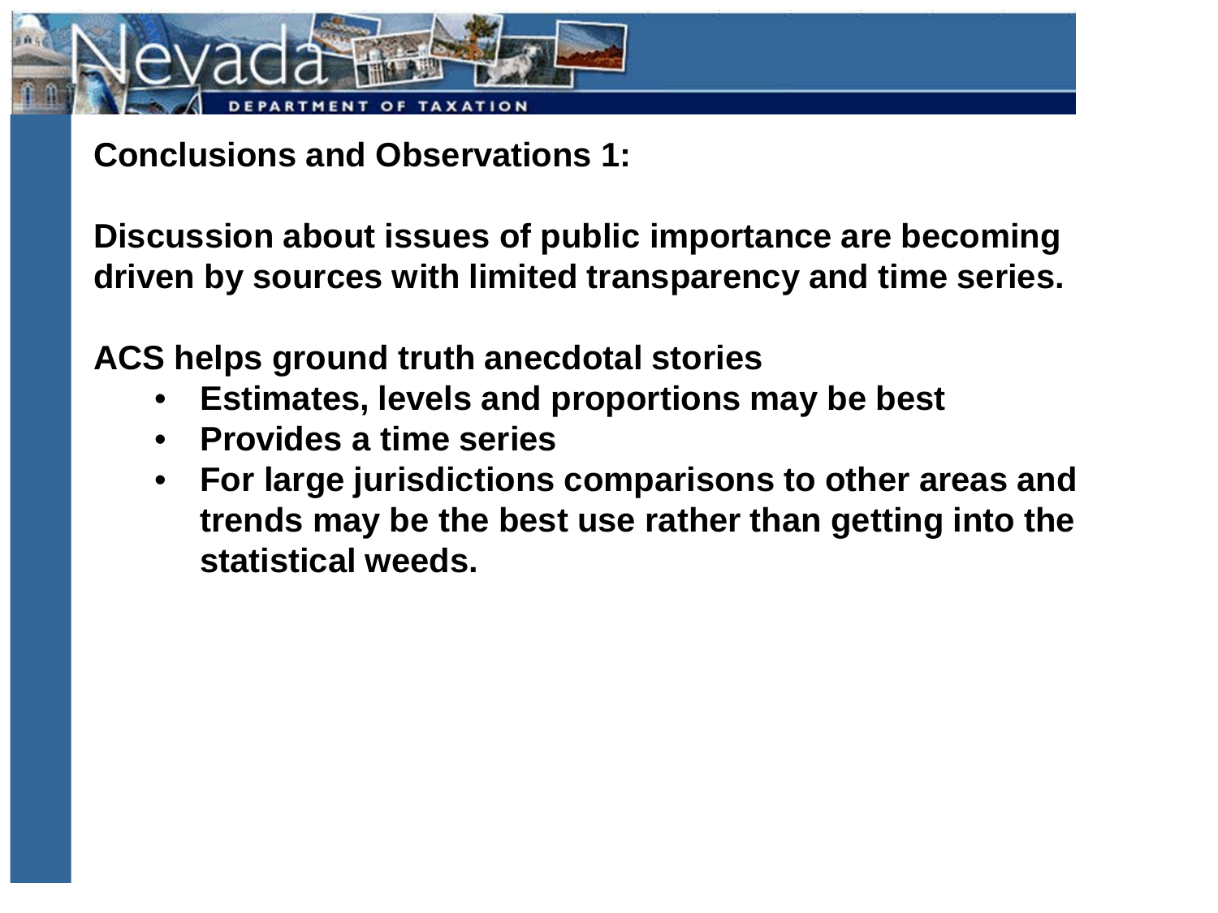## Conclusions and Observations 1:

**Discussion about issues of public importance are becoming driven by sources with limited transparency and time series.**

**ACS helps ground truth anecdotal stories**

- **Estimates, levels and proportions may be best**
- **Provides a time series**
- **For large jurisdictions comparisons to other areas and trends may be the best use rather than getting into the statistical weeds.**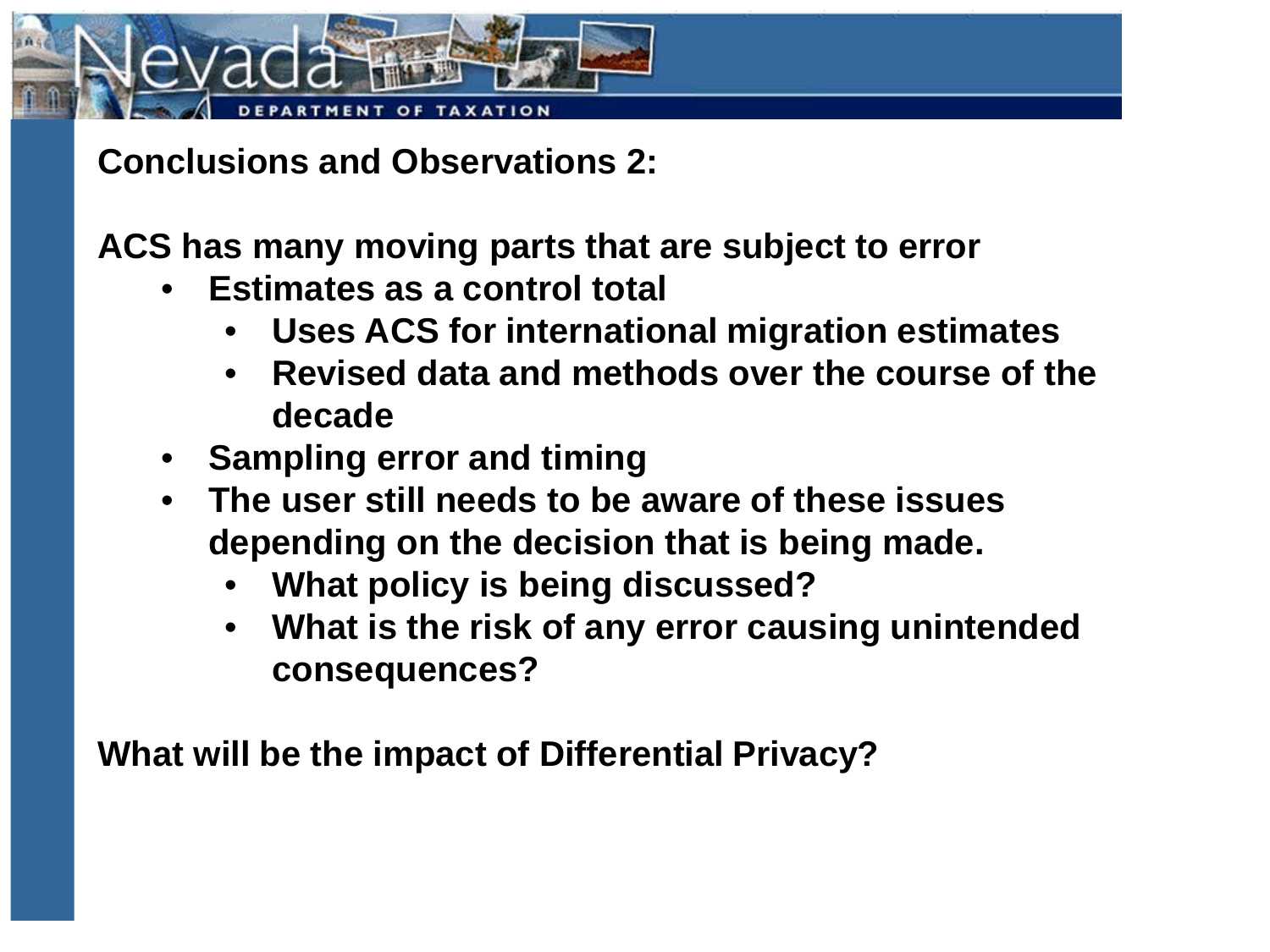## Conclusions and Observations 2:

**ACS has many moving parts that are subject to error**

- **Estimates as a control total**
  - **Uses ACS for international migration estimates**
  - **Revised data and methods over the course of the decade**
- **Sampling error and timing**
- **The user still needs to be aware of these issues depending on the decision that is being made.**
  - **What policy is being discussed?**
  - **What is the risk of any error causing unintended consequences?**

**What will be the impact of Differential Privacy?**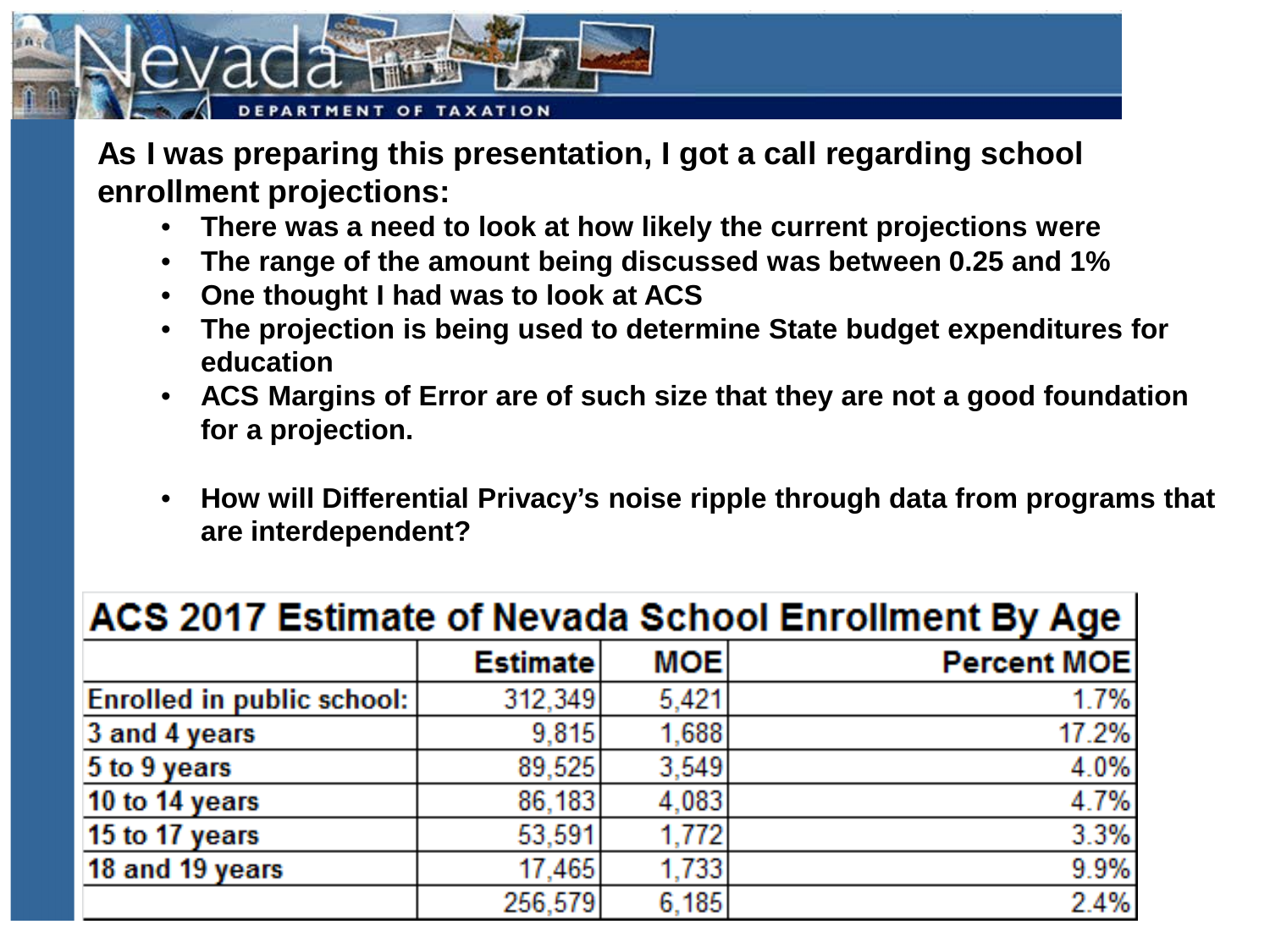**As I was preparing this presentation, I got a call regarding school enrollment projections:**

- **There was a need to look at how likely the current projections were**
- **The range of the amount being discussed was between 0.25 and 1%**
- **One thought I had was to look at ACS**
- **The projection is being used to determine State budget expenditures for education**
- **ACS Margins of Error are of such size that they are not a good foundation for a projection.**

- **How will Differential Privacy's noise ripple through data from programs that are interdependent?**

**ACS 2017 Estimate of Nevada School Enrollment By Age**

| | Estimate | MOE | Percent MOE |
|---|---|---|---|
| Enrolled in public school: | 312,349 | 5,421 | 1.7% |
| 3 and 4 years | 9,815 | 1,688 | 17.2% |
| 5 to 9 years | 89,525 | 3,549 | 4.0% |
| 10 to 14 years | 86,183 | 4,083 | 4.7% |
| 15 to 17 years | 53,591 | 1,772 | 3.3% |
| 18 and 19 years | 17,465 | 1,733 | 9.9% |
| | 256,579 | 6,185 | 2.4% |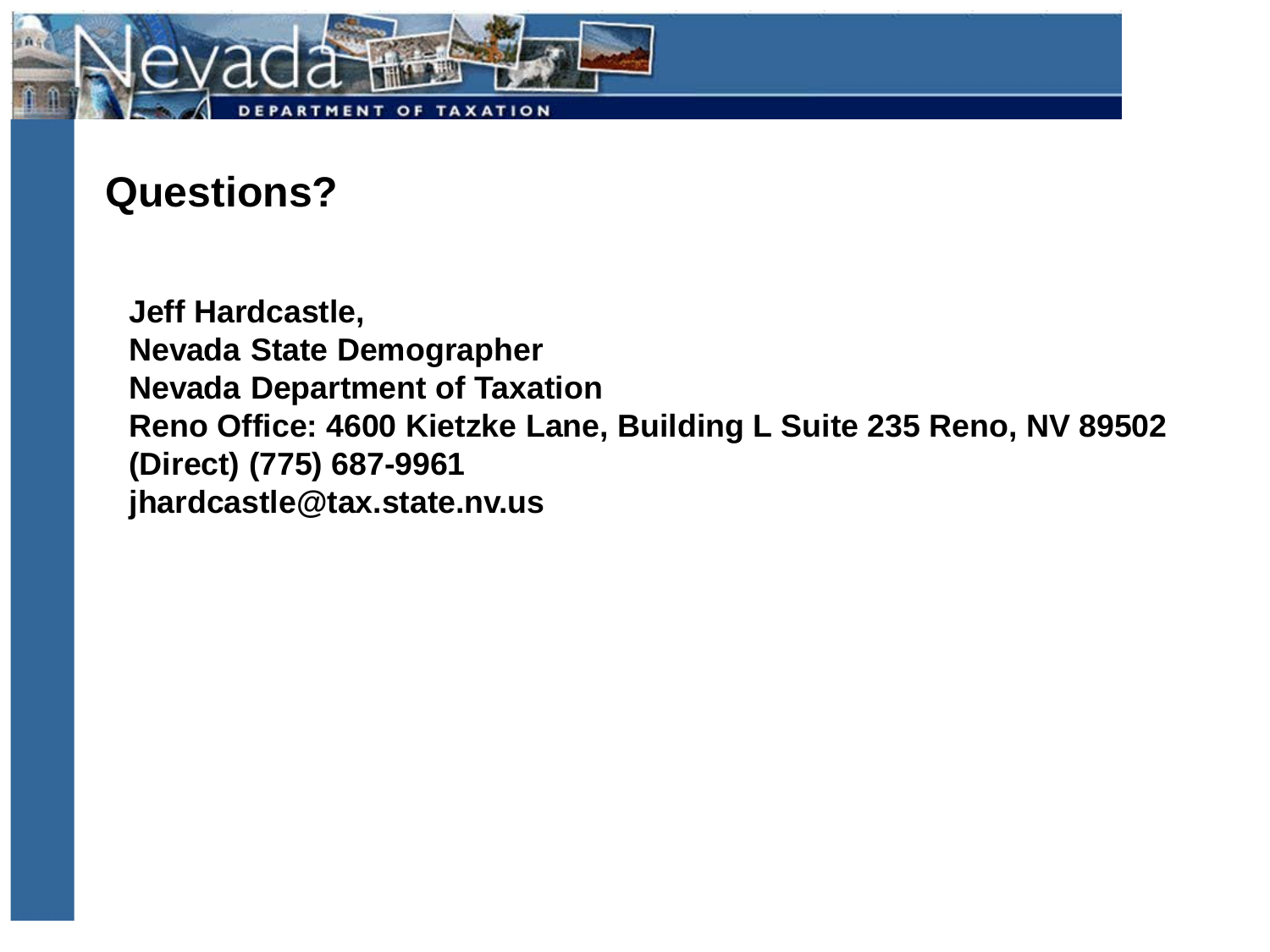# Questions?

**Jeff Hardcastle,**
**Nevada State Demographer**
**Nevada Department of Taxation**
**Reno Office: 4600 Kietzke Lane, Building L Suite 235 Reno, NV 89502**
**(Direct) (775) 687-9961**
**jhardcastle@tax.state.nv.us**